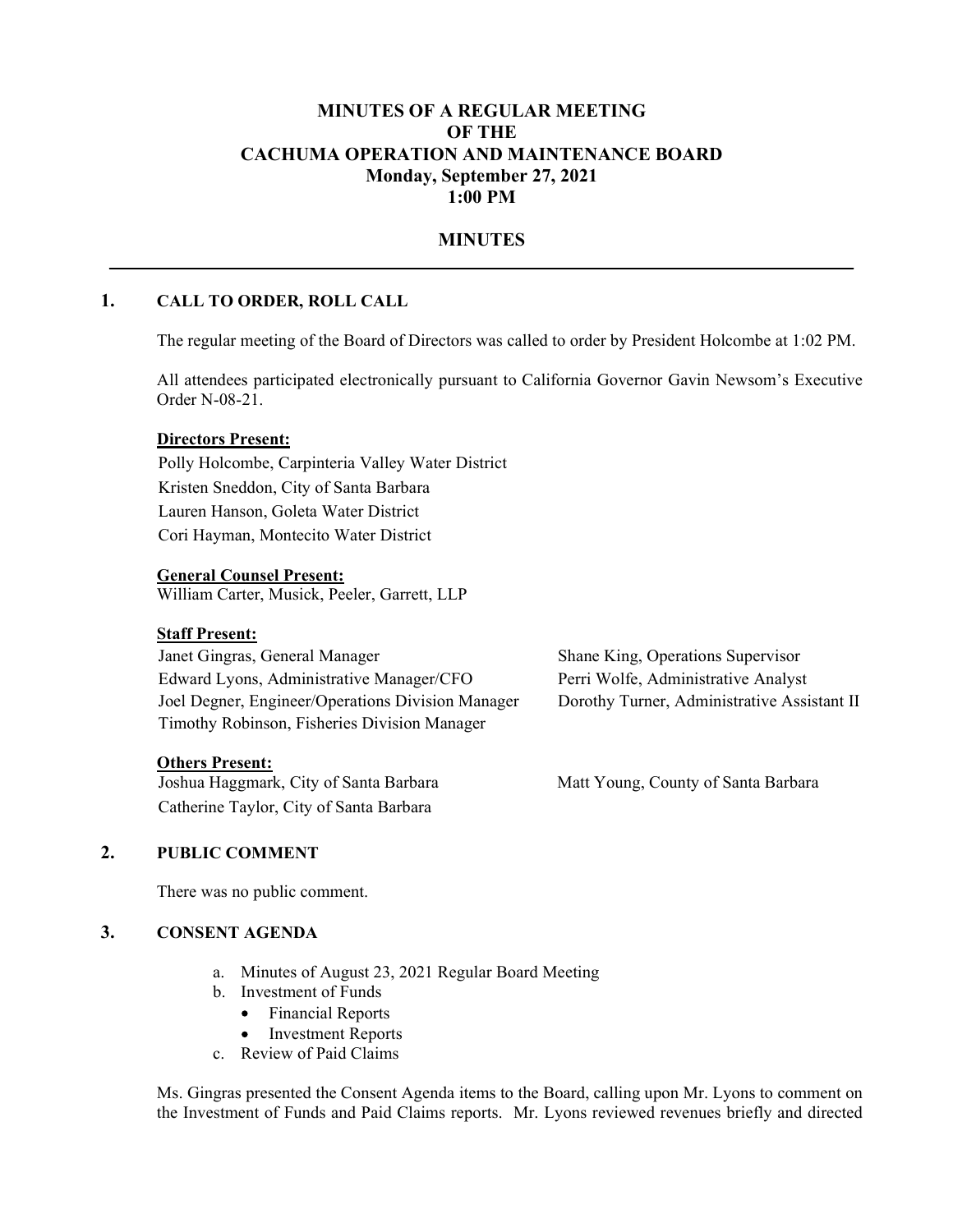# MINUTES OF A REGULAR MEETING OF THE CACHUMA OPERATION AND MAINTENANCE BOARD

**Monday, September 27, 2021**
**1:00 PM**

## MINUTES

---

### 1. CALL TO ORDER, ROLL CALL

The regular meeting of the Board of Directors was called to order by President Holcombe at 1:02 PM.

All attendees participated electronically pursuant to California Governor Gavin Newsom's Executive Order N-08-21.

**Directors Present:**

Polly Holcombe, Carpinteria Valley Water District
Kristen Sneddon, City of Santa Barbara
Lauren Hanson, Goleta Water District
Cori Hayman, Montecito Water District

**General Counsel Present:**

William Carter, Musick, Peeler, Garrett, LLP

**Staff Present:**

Janet Gingras, General Manager
Edward Lyons, Administrative Manager/CFO
Joel Degner, Engineer/Operations Division Manager
Timothy Robinson, Fisheries Division Manager
Shane King, Operations Supervisor
Perri Wolfe, Administrative Analyst
Dorothy Turner, Administrative Assistant II

**Others Present:**

Joshua Haggmark, City of Santa Barbara
Catherine Taylor, City of Santa Barbara
Matt Young, County of Santa Barbara

### 2. PUBLIC COMMENT

There was no public comment.

### 3. CONSENT AGENDA

a. Minutes of August 23, 2021 Regular Board Meeting
b. Investment of Funds
   - Financial Reports
   - Investment Reports
c. Review of Paid Claims

Ms. Gingras presented the Consent Agenda items to the Board, calling upon Mr. Lyons to comment on the Investment of Funds and Paid Claims reports. Mr. Lyons reviewed revenues briefly and directed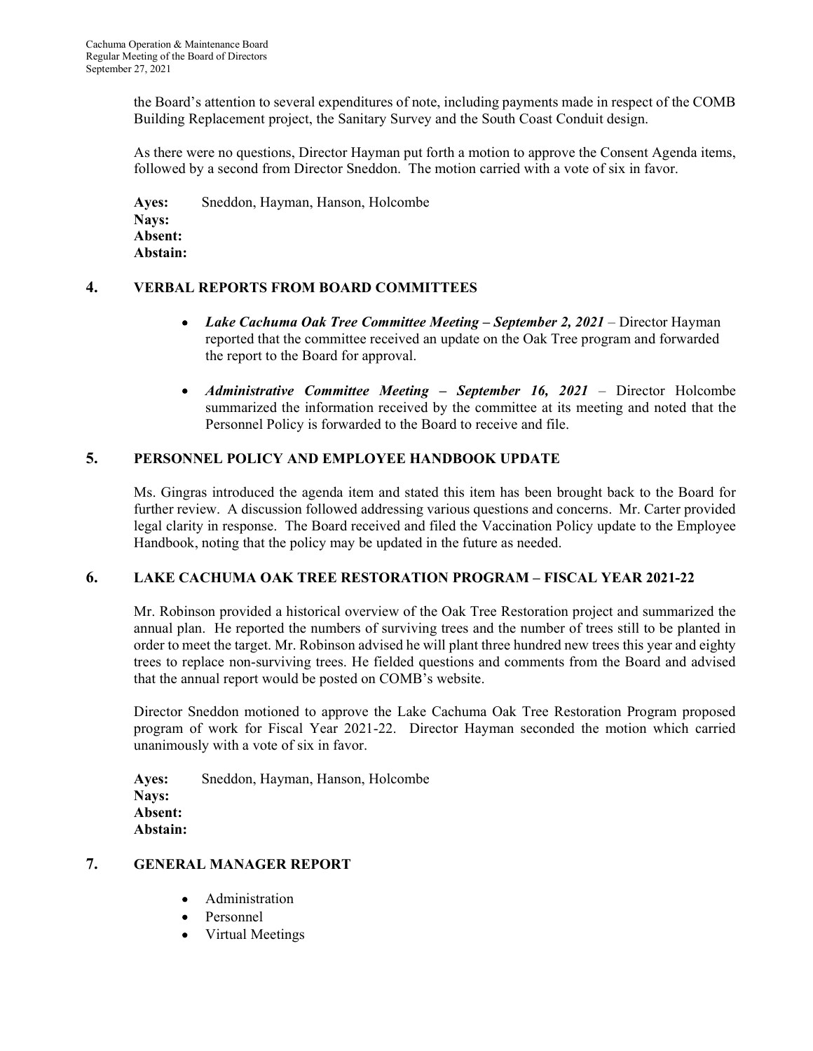the Board's attention to several expenditures of note, including payments made in respect of the COMB Building Replacement project, the Sanitary Survey and the South Coast Conduit design.

As there were no questions, Director Hayman put forth a motion to approve the Consent Agenda items, followed by a second from Director Sneddon. The motion carried with a vote of six in favor.

**Ayes:** Sneddon, Hayman, Hanson, Holcombe
**Nays:**
**Absent:**
**Abstain:**

## 4. VERBAL REPORTS FROM BOARD COMMITTEES

- ***Lake Cachuma Oak Tree Committee Meeting – September 2, 2021*** – Director Hayman reported that the committee received an update on the Oak Tree program and forwarded the report to the Board for approval.
- ***Administrative Committee Meeting – September 16, 2021*** – Director Holcombe summarized the information received by the committee at its meeting and noted that the Personnel Policy is forwarded to the Board to receive and file.

## 5. PERSONNEL POLICY AND EMPLOYEE HANDBOOK UPDATE

Ms. Gingras introduced the agenda item and stated this item has been brought back to the Board for further review. A discussion followed addressing various questions and concerns. Mr. Carter provided legal clarity in response. The Board received and filed the Vaccination Policy update to the Employee Handbook, noting that the policy may be updated in the future as needed.

## 6. LAKE CACHUMA OAK TREE RESTORATION PROGRAM – FISCAL YEAR 2021-22

Mr. Robinson provided a historical overview of the Oak Tree Restoration project and summarized the annual plan. He reported the numbers of surviving trees and the number of trees still to be planted in order to meet the target. Mr. Robinson advised he will plant three hundred new trees this year and eighty trees to replace non-surviving trees. He fielded questions and comments from the Board and advised that the annual report would be posted on COMB's website.

Director Sneddon motioned to approve the Lake Cachuma Oak Tree Restoration Program proposed program of work for Fiscal Year 2021-22. Director Hayman seconded the motion which carried unanimously with a vote of six in favor.

**Ayes:** Sneddon, Hayman, Hanson, Holcombe
**Nays:**
**Absent:**
**Abstain:**

## 7. GENERAL MANAGER REPORT

- Administration
- Personnel
- Virtual Meetings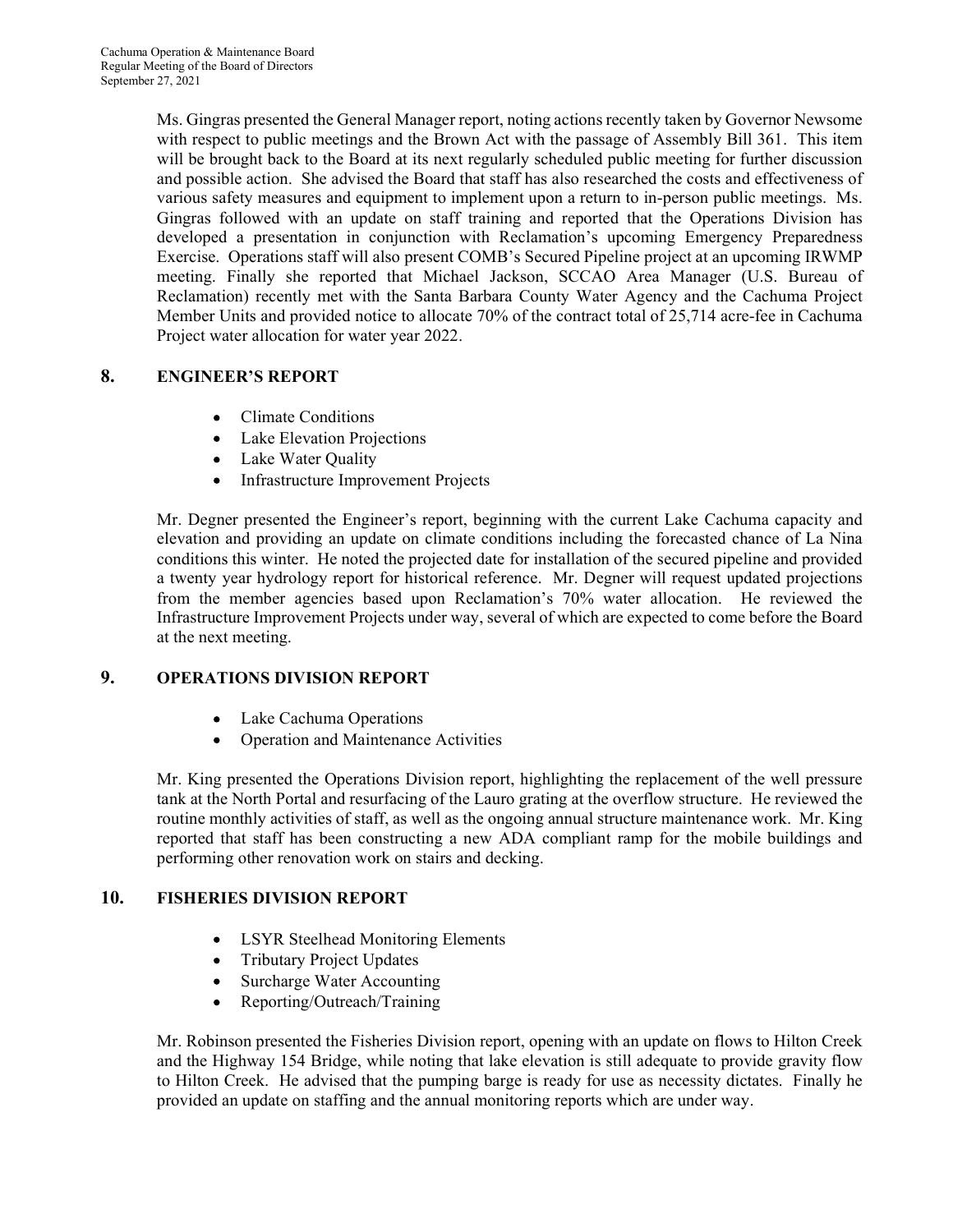Ms. Gingras presented the General Manager report, noting actions recently taken by Governor Newsome with respect to public meetings and the Brown Act with the passage of Assembly Bill 361. This item will be brought back to the Board at its next regularly scheduled public meeting for further discussion and possible action. She advised the Board that staff has also researched the costs and effectiveness of various safety measures and equipment to implement upon a return to in-person public meetings. Ms. Gingras followed with an update on staff training and reported that the Operations Division has developed a presentation in conjunction with Reclamation's upcoming Emergency Preparedness Exercise. Operations staff will also present COMB's Secured Pipeline project at an upcoming IRWMP meeting. Finally she reported that Michael Jackson, SCCAO Area Manager (U.S. Bureau of Reclamation) recently met with the Santa Barbara County Water Agency and the Cachuma Project Member Units and provided notice to allocate 70% of the contract total of 25,714 acre-fee in Cachuma Project water allocation for water year 2022.

## 8. ENGINEER'S REPORT

- Climate Conditions
- Lake Elevation Projections
- Lake Water Quality
- Infrastructure Improvement Projects

Mr. Degner presented the Engineer's report, beginning with the current Lake Cachuma capacity and elevation and providing an update on climate conditions including the forecasted chance of La Nina conditions this winter. He noted the projected date for installation of the secured pipeline and provided a twenty year hydrology report for historical reference. Mr. Degner will request updated projections from the member agencies based upon Reclamation's 70% water allocation. He reviewed the Infrastructure Improvement Projects under way, several of which are expected to come before the Board at the next meeting.

## 9. OPERATIONS DIVISION REPORT

- Lake Cachuma Operations
- Operation and Maintenance Activities

Mr. King presented the Operations Division report, highlighting the replacement of the well pressure tank at the North Portal and resurfacing of the Lauro grating at the overflow structure. He reviewed the routine monthly activities of staff, as well as the ongoing annual structure maintenance work. Mr. King reported that staff has been constructing a new ADA compliant ramp for the mobile buildings and performing other renovation work on stairs and decking.

## 10. FISHERIES DIVISION REPORT

- LSYR Steelhead Monitoring Elements
- Tributary Project Updates
- Surcharge Water Accounting
- Reporting/Outreach/Training

Mr. Robinson presented the Fisheries Division report, opening with an update on flows to Hilton Creek and the Highway 154 Bridge, while noting that lake elevation is still adequate to provide gravity flow to Hilton Creek. He advised that the pumping barge is ready for use as necessity dictates. Finally he provided an update on staffing and the annual monitoring reports which are under way.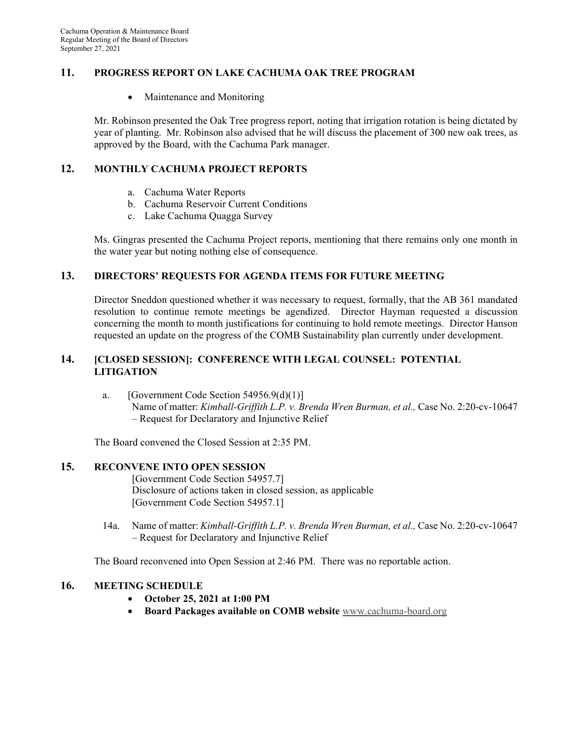## 11. PROGRESS REPORT ON LAKE CACHUMA OAK TREE PROGRAM

- Maintenance and Monitoring

Mr. Robinson presented the Oak Tree progress report, noting that irrigation rotation is being dictated by year of planting. Mr. Robinson also advised that he will discuss the placement of 300 new oak trees, as approved by the Board, with the Cachuma Park manager.

## 12. MONTHLY CACHUMA PROJECT REPORTS

a. Cachuma Water Reports
b. Cachuma Reservoir Current Conditions
c. Lake Cachuma Quagga Survey

Ms. Gingras presented the Cachuma Project reports, mentioning that there remains only one month in the water year but noting nothing else of consequence.

## 13. DIRECTORS' REQUESTS FOR AGENDA ITEMS FOR FUTURE MEETING

Director Sneddon questioned whether it was necessary to request, formally, that the AB 361 mandated resolution to continue remote meetings be agendized. Director Hayman requested a discussion concerning the month to month justifications for continuing to hold remote meetings. Director Hanson requested an update on the progress of the COMB Sustainability plan currently under development.

## 14. [CLOSED SESSION]: CONFERENCE WITH LEGAL COUNSEL: POTENTIAL LITIGATION

a. [Government Code Section 54956.9(d)(1)]
Name of matter: *Kimball-Griffith L.P. v. Brenda Wren Burman, et al.,* Case No. 2:20-cv-10647 – Request for Declaratory and Injunctive Relief

The Board convened the Closed Session at 2:35 PM.

## 15. RECONVENE INTO OPEN SESSION

[Government Code Section 54957.7]
Disclosure of actions taken in closed session, as applicable
[Government Code Section 54957.1]

14a. Name of matter: *Kimball-Griffith L.P. v. Brenda Wren Burman, et al.,* Case No. 2:20-cv-10647 – Request for Declaratory and Injunctive Relief

The Board reconvened into Open Session at 2:46 PM. There was no reportable action.

## 16. MEETING SCHEDULE

- **October 25, 2021 at 1:00 PM**
- **Board Packages available on COMB website** www.cachuma-board.org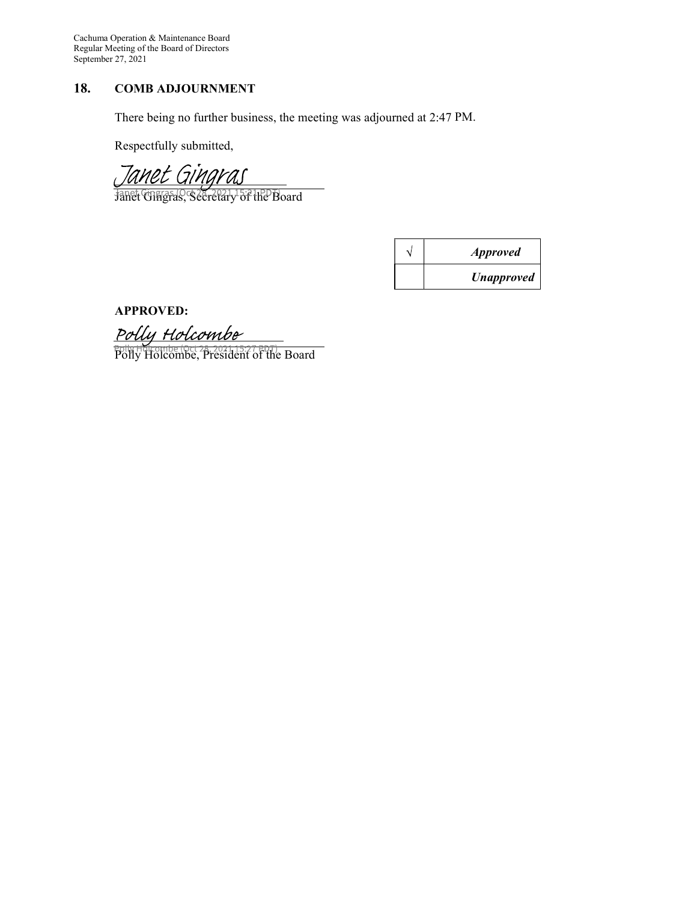## 18. COMB ADJOURNMENT

There being no further business, the meeting was adjourned at 2:47 PM.

Respectfully submitted,

Janet Gingras
Janet Gingras (Oct 28, 2021 15:21 PDT)
Janet Gingras, Secretary of the Board

| | |
|---|---|
| √ | ***Approved*** |
| | ***Unapproved*** |

**APPROVED:**

Polly Holcombe
Polly Holcombe (Oct 28, 2021 15:27 PDT)
Polly Holcombe, President of the Board